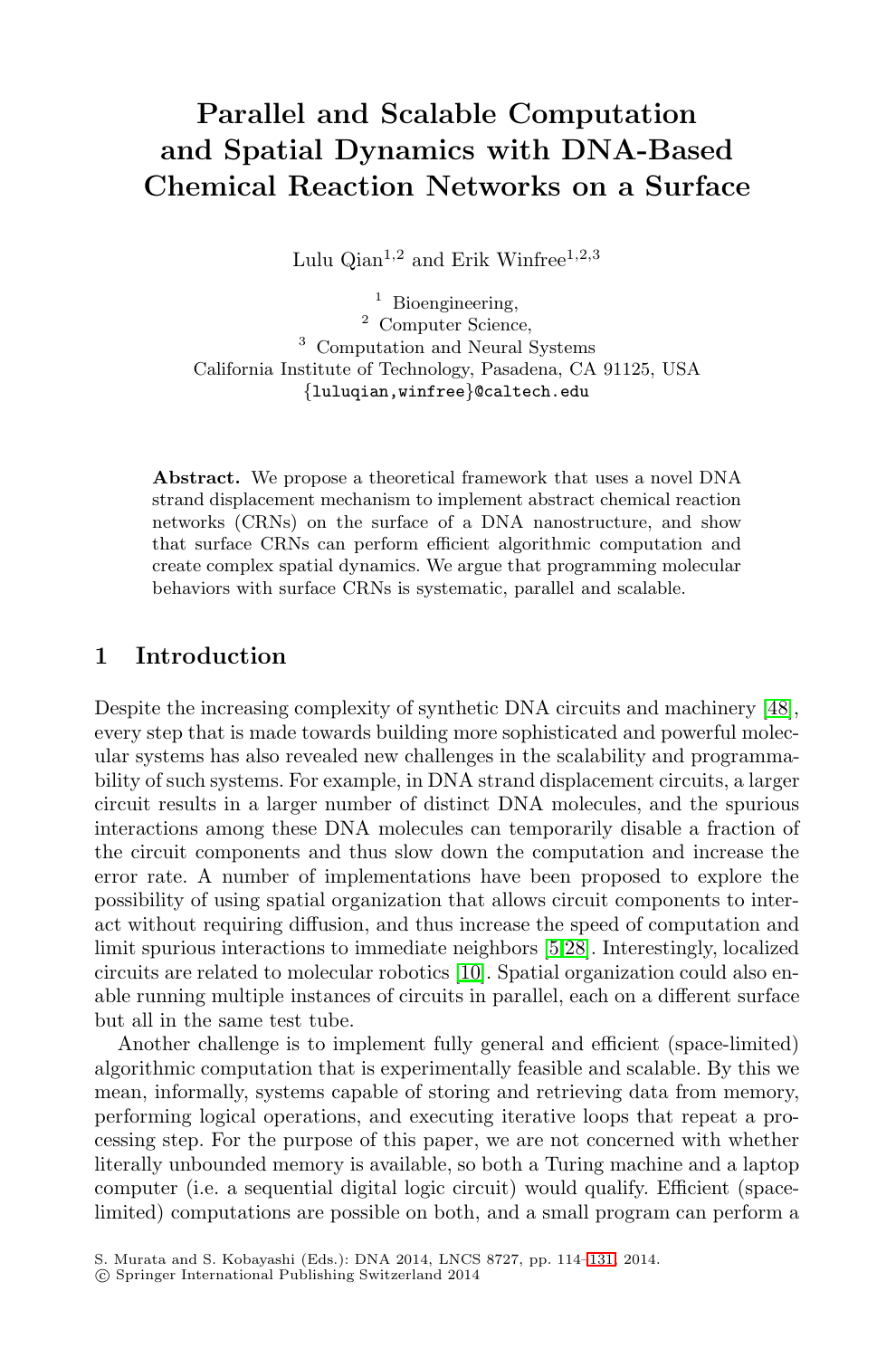# Parallel and Scalable Computation and Spatial Dynamics with DNA-Based Chemical Reaction Networks on a Surface

Lulu Qian[1,2] and Erik Winfree[1,2,3]

[1] Bioengineering,
[2] Computer Science,
[3] Computation and Neural Systems
California Institute of Technology, Pasadena, CA 91125, USA
{luluqian,winfree}@caltech.edu

**Abstract.** We propose a theoretical framework that uses a novel DNA strand displacement mechanism to implement abstract chemical reaction networks (CRNs) on the surface of a DNA nanostructure, and show that surface CRNs can perform efficient algorithmic computation and create complex spatial dynamics. We argue that programming molecular behaviors with surface CRNs is systematic, parallel and scalable.

## 1 Introduction

Despite the increasing complexity of synthetic DNA circuits and machinery [48], every step that is made towards building more sophisticated and powerful molecular systems has also revealed new challenges in the scalability and programmability of such systems. For example, in DNA strand displacement circuits, a larger circuit results in a larger number of distinct DNA molecules, and the spurious interactions among these DNA molecules can temporarily disable a fraction of the circuit components and thus slow down the computation and increase the error rate. A number of implementations have been proposed to explore the possibility of using spatial organization that allows circuit components to interact without requiring diffusion, and thus increase the speed of computation and limit spurious interactions to immediate neighbors [5,28]. Interestingly, localized circuits are related to molecular robotics [10]. Spatial organization could also enable running multiple instances of circuits in parallel, each on a different surface but all in the same test tube.

Another challenge is to implement fully general and efficient (space-limited) algorithmic computation that is experimentally feasible and scalable. By this we mean, informally, systems capable of storing and retrieving data from memory, performing logical operations, and executing iterative loops that repeat a processing step. For the purpose of this paper, we are not concerned with whether literally unbounded memory is available, so both a Turing machine and a laptop computer (i.e. a sequential digital logic circuit) would qualify. Efficient (space-limited) computations are possible on both, and a small program can perform a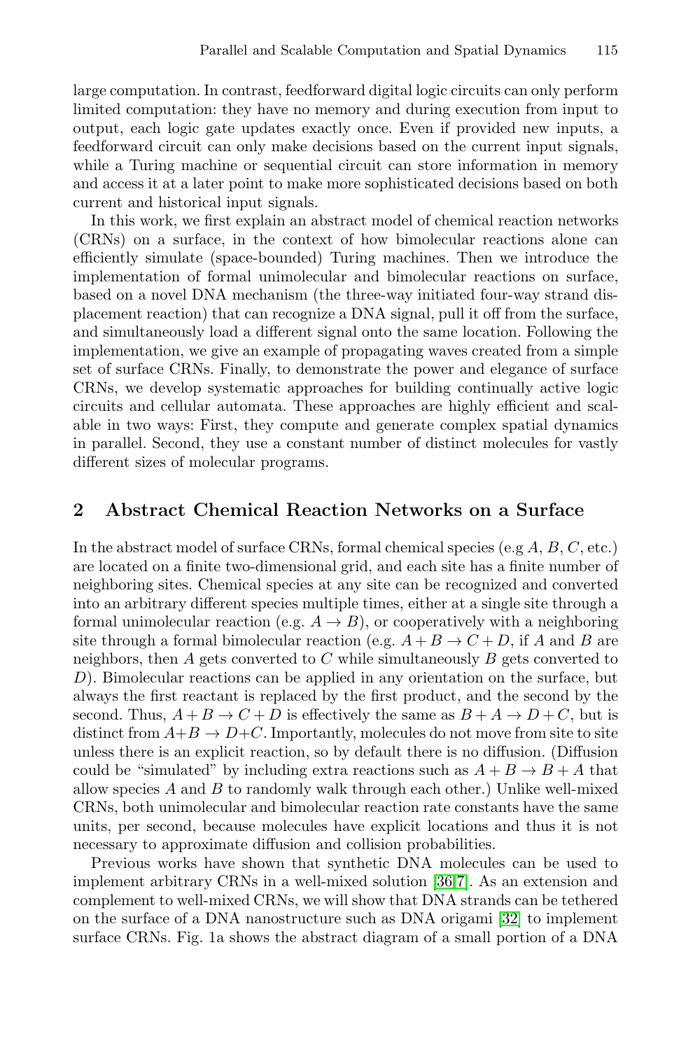large computation. In contrast, feedforward digital logic circuits can only perform limited computation: they have no memory and during execution from input to output, each logic gate updates exactly once. Even if provided new inputs, a feedforward circuit can only make decisions based on the current input signals, while a Turing machine or sequential circuit can store information in memory and access it at a later point to make more sophisticated decisions based on both current and historical input signals.

In this work, we first explain an abstract model of chemical reaction networks (CRNs) on a surface, in the context of how bimolecular reactions alone can efficiently simulate (space-bounded) Turing machines. Then we introduce the implementation of formal unimolecular and bimolecular reactions on surface, based on a novel DNA mechanism (the three-way initiated four-way strand displacement reaction) that can recognize a DNA signal, pull it off from the surface, and simultaneously load a different signal onto the same location. Following the implementation, we give an example of propagating waves created from a simple set of surface CRNs. Finally, to demonstrate the power and elegance of surface CRNs, we develop systematic approaches for building continually active logic circuits and cellular automata. These approaches are highly efficient and scalable in two ways: First, they compute and generate complex spatial dynamics in parallel. Second, they use a constant number of distinct molecules for vastly different sizes of molecular programs.

## 2 Abstract Chemical Reaction Networks on a Surface

In the abstract model of surface CRNs, formal chemical species (e.g $A$, $B$, $C$, etc.) are located on a finite two-dimensional grid, and each site has a finite number of neighboring sites. Chemical species at any site can be recognized and converted into an arbitrary different species multiple times, either at a single site through a formal unimolecular reaction (e.g. $A \to B$), or cooperatively with a neighboring site through a formal bimolecular reaction (e.g. $A + B \to C + D$, if $A$ and $B$ are neighbors, then $A$ gets converted to $C$ while simultaneously $B$ gets converted to $D$). Bimolecular reactions can be applied in any orientation on the surface, but always the first reactant is replaced by the first product, and the second by the second. Thus, $A + B \to C + D$ is effectively the same as $B + A \to D + C$, but is distinct from $A+B \to D+C$. Importantly, molecules do not move from site to site unless there is an explicit reaction, so by default there is no diffusion. (Diffusion could be "simulated" by including extra reactions such as $A + B \to B + A$ that allow species $A$ and $B$ to randomly walk through each other.) Unlike well-mixed CRNs, both unimolecular and bimolecular reaction rate constants have the same units, per second, because molecules have explicit locations and thus it is not necessary to approximate diffusion and collision probabilities.

Previous works have shown that synthetic DNA molecules can be used to implement arbitrary CRNs in a well-mixed solution [36,7]. As an extension and complement to well-mixed CRNs, we will show that DNA strands can be tethered on the surface of a DNA nanostructure such as DNA origami [32] to implement surface CRNs. Fig. 1a shows the abstract diagram of a small portion of a DNA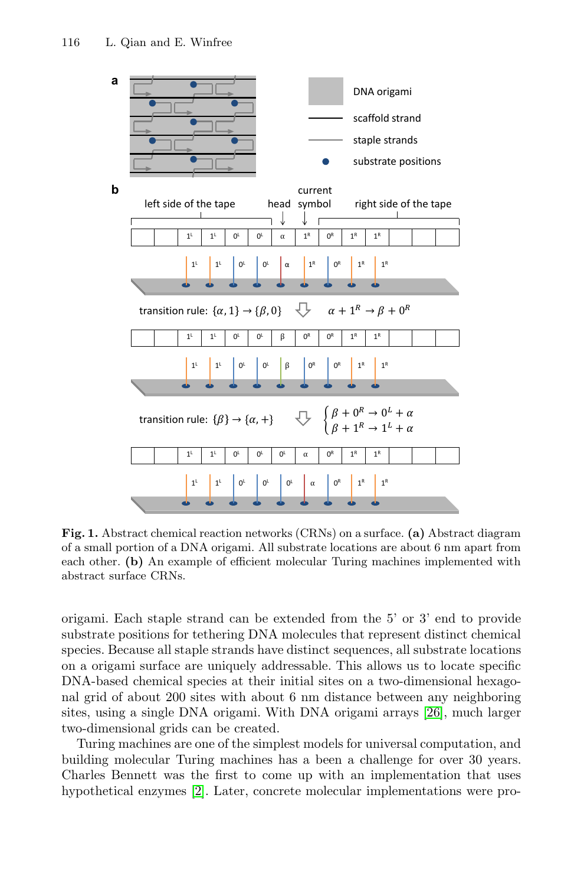**Fig. 1.** Abstract chemical reaction networks (CRNs) on a surface. **(a)** Abstract diagram of a small portion of a DNA origami. All substrate locations are about 6 nm apart from each other. **(b)** An example of efficient molecular Turing machines implemented with abstract surface CRNs.

origami. Each staple strand can be extended from the 5' or 3' end to provide substrate positions for tethering DNA molecules that represent distinct chemical species. Because all staple strands have distinct sequences, all substrate locations on a origami surface are uniquely addressable. This allows us to locate specific DNA-based chemical species at their initial sites on a two-dimensional hexagonal grid of about 200 sites with about 6 nm distance between any neighboring sites, using a single DNA origami. With DNA origami arrays [26], much larger two-dimensional grids can be created.

Turing machines are one of the simplest models for universal computation, and building molecular Turing machines has a been a challenge for over 30 years. Charles Bennett was the first to come up with an implementation that uses hypothetical enzymes [2]. Later, concrete molecular implementations were pro-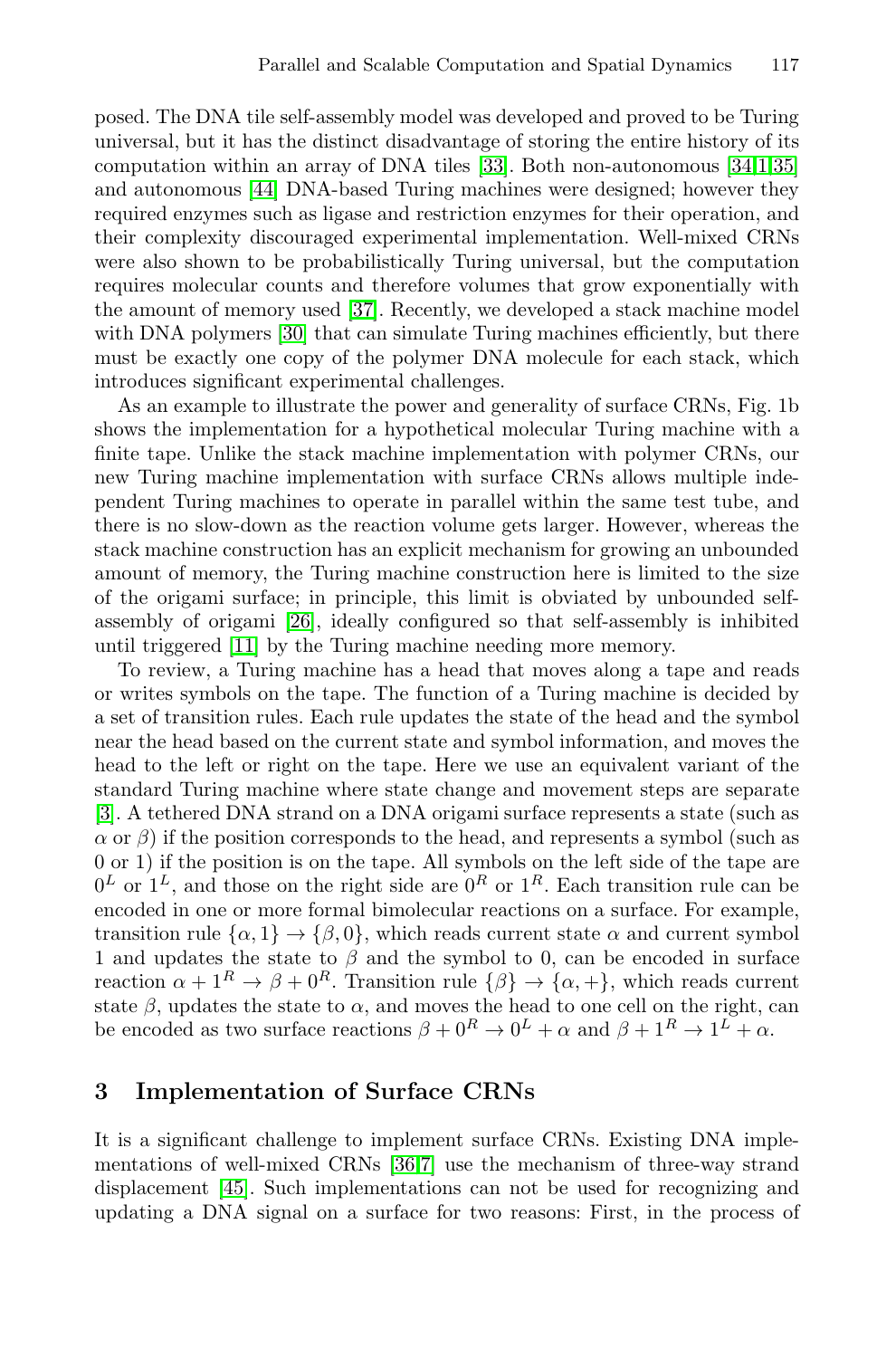posed. The DNA tile self-assembly model was developed and proved to be Turing universal, but it has the distinct disadvantage of storing the entire history of its computation within an array of DNA tiles [33]. Both non-autonomous [34,1,35] and autonomous [44] DNA-based Turing machines were designed; however they required enzymes such as ligase and restriction enzymes for their operation, and their complexity discouraged experimental implementation. Well-mixed CRNs were also shown to be probabilistically Turing universal, but the computation requires molecular counts and therefore volumes that grow exponentially with the amount of memory used [37]. Recently, we developed a stack machine model with DNA polymers [30] that can simulate Turing machines efficiently, but there must be exactly one copy of the polymer DNA molecule for each stack, which introduces significant experimental challenges.

As an example to illustrate the power and generality of surface CRNs, Fig. 1b shows the implementation for a hypothetical molecular Turing machine with a finite tape. Unlike the stack machine implementation with polymer CRNs, our new Turing machine implementation with surface CRNs allows multiple independent Turing machines to operate in parallel within the same test tube, and there is no slow-down as the reaction volume gets larger. However, whereas the stack machine construction has an explicit mechanism for growing an unbounded amount of memory, the Turing machine construction here is limited to the size of the origami surface; in principle, this limit is obviated by unbounded self-assembly of origami [26], ideally configured so that self-assembly is inhibited until triggered [11] by the Turing machine needing more memory.

To review, a Turing machine has a head that moves along a tape and reads or writes symbols on the tape. The function of a Turing machine is decided by a set of transition rules. Each rule updates the state of the head and the symbol near the head based on the current state and symbol information, and moves the head to the left or right on the tape. Here we use an equivalent variant of the standard Turing machine where state change and movement steps are separate [3]. A tethered DNA strand on a DNA origami surface represents a state (such as $\alpha$ or $\beta$) if the position corresponds to the head, and represents a symbol (such as 0 or 1) if the position is on the tape. All symbols on the left side of the tape are $0^L$ or $1^L$, and those on the right side are $0^R$ or $1^R$. Each transition rule can be encoded in one or more formal bimolecular reactions on a surface. For example, transition rule $\{\alpha, 1\} \to \{\beta, 0\}$, which reads current state $\alpha$ and current symbol 1 and updates the state to $\beta$ and the symbol to 0, can be encoded in surface reaction $\alpha + 1^R \to \beta + 0^R$. Transition rule $\{\beta\} \to \{\alpha, +\}$, which reads current state $\beta$, updates the state to $\alpha$, and moves the head to one cell on the right, can be encoded as two surface reactions $\beta + 0^R \to 0^L + \alpha$ and $\beta + 1^R \to 1^L + \alpha$.

## 3 Implementation of Surface CRNs

It is a significant challenge to implement surface CRNs. Existing DNA implementations of well-mixed CRNs [36,7] use the mechanism of three-way strand displacement [45]. Such implementations can not be used for recognizing and updating a DNA signal on a surface for two reasons: First, in the process of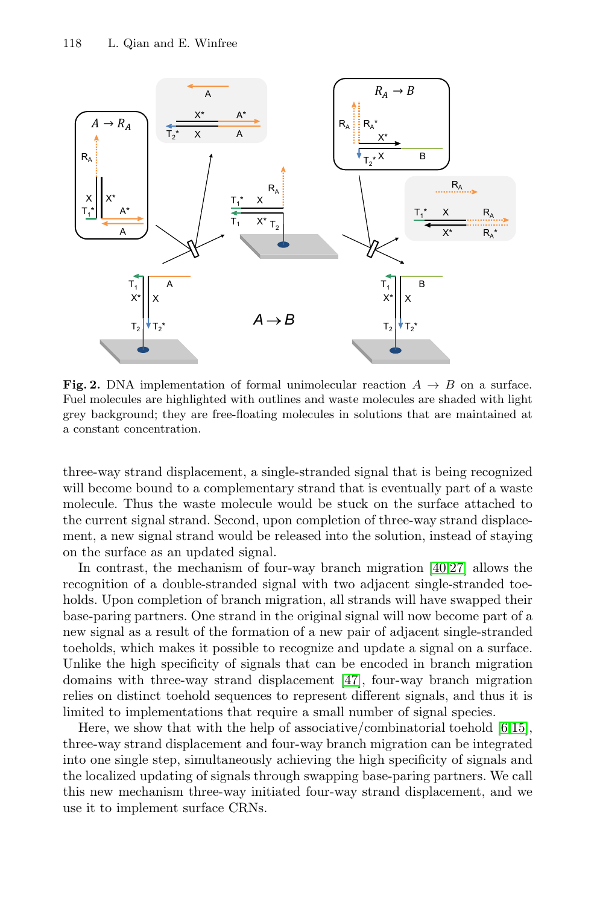**Fig. 2.** DNA implementation of formal unimolecular reaction $A \rightarrow B$ on a surface. Fuel molecules are highlighted with outlines and waste molecules are shaded with light grey background; they are free-floating molecules in solutions that are maintained at a constant concentration.

three-way strand displacement, a single-stranded signal that is being recognized will become bound to a complementary strand that is eventually part of a waste molecule. Thus the waste molecule would be stuck on the surface attached to the current signal strand. Second, upon completion of three-way strand displacement, a new signal strand would be released into the solution, instead of staying on the surface as an updated signal.

In contrast, the mechanism of four-way branch migration [40,27] allows the recognition of a double-stranded signal with two adjacent single-stranded toeholds. Upon completion of branch migration, all strands will have swapped their base-paring partners. One strand in the original signal will now become part of a new signal as a result of the formation of a new pair of adjacent single-stranded toeholds, which makes it possible to recognize and update a signal on a surface. Unlike the high specificity of signals that can be encoded in branch migration domains with three-way strand displacement [47], four-way branch migration relies on distinct toehold sequences to represent different signals, and thus it is limited to implementations that require a small number of signal species.

Here, we show that with the help of associative/combinatorial toehold [6,15], three-way strand displacement and four-way branch migration can be integrated into one single step, simultaneously achieving the high specificity of signals and the localized updating of signals through swapping base-paring partners. We call this new mechanism three-way initiated four-way strand displacement, and we use it to implement surface CRNs.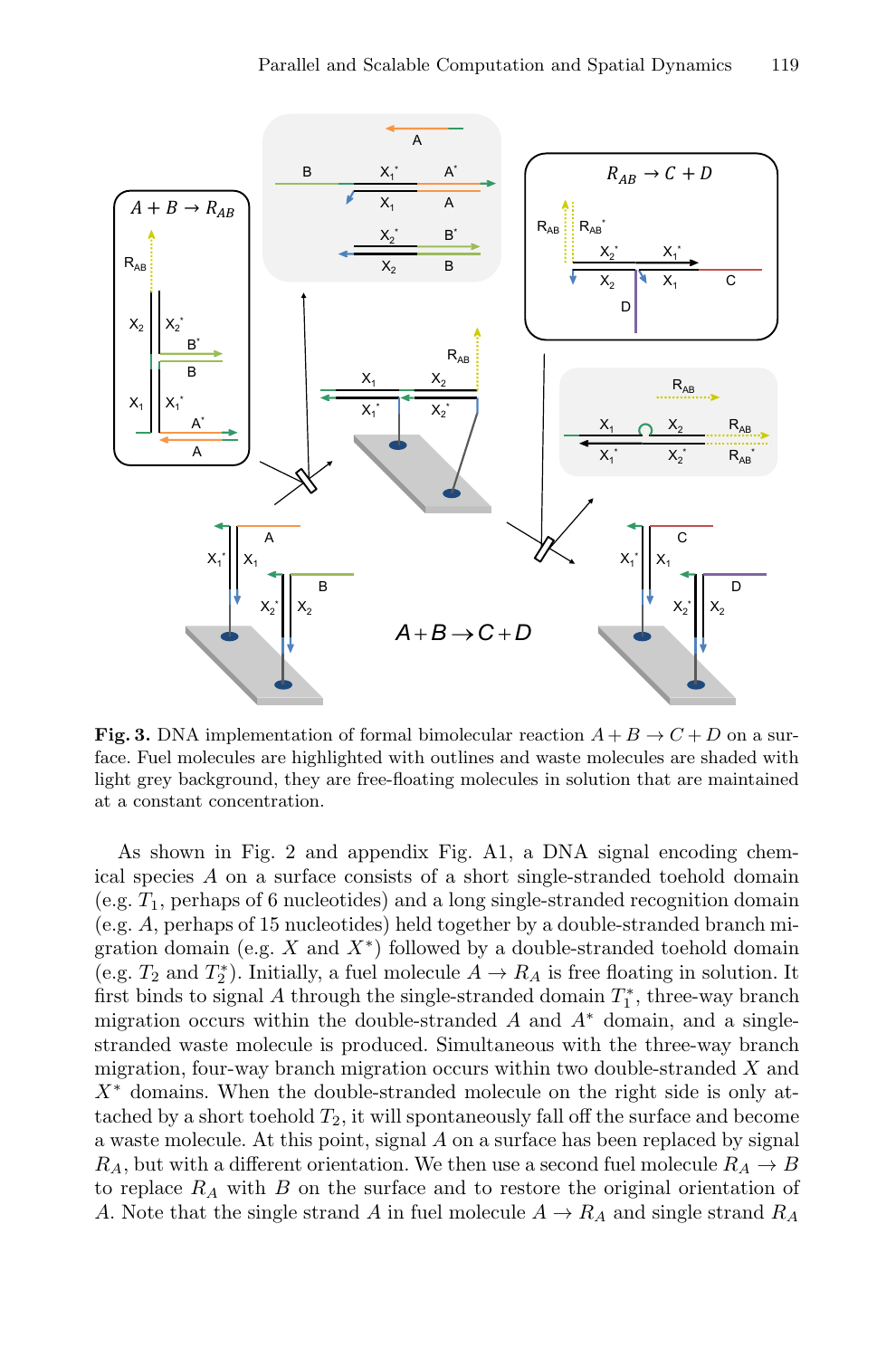**Fig. 3.** DNA implementation of formal bimolecular reaction $A + B \rightarrow C + D$ on a surface. Fuel molecules are highlighted with outlines and waste molecules are shaded with light grey background, they are free-floating molecules in solution that are maintained at a constant concentration.

As shown in Fig. 2 and appendix Fig. A1, a DNA signal encoding chemical species $A$ on a surface consists of a short single-stranded toehold domain (e.g. $T_1$, perhaps of 6 nucleotides) and a long single-stranded recognition domain (e.g. $A$, perhaps of 15 nucleotides) held together by a double-stranded branch migration domain (e.g. $X$ and $X^*$) followed by a double-stranded toehold domain (e.g. $T_2$ and $T_2^*$). Initially, a fuel molecule $A \rightarrow R_A$ is free floating in solution. It first binds to signal $A$ through the single-stranded domain $T_1^*$, three-way branch migration occurs within the double-stranded $A$ and $A^*$ domain, and a single-stranded waste molecule is produced. Simultaneous with the three-way branch migration, four-way branch migration occurs within two double-stranded $X$ and $X^*$ domains. When the double-stranded molecule on the right side is only attached by a short toehold $T_2$, it will spontaneously fall off the surface and become a waste molecule. At this point, signal $A$ on a surface has been replaced by signal $R_A$, but with a different orientation. We then use a second fuel molecule $R_A \rightarrow B$ to replace $R_A$ with $B$ on the surface and to restore the original orientation of $A$. Note that the single strand $A$ in fuel molecule $A \rightarrow R_A$ and single strand $R_A$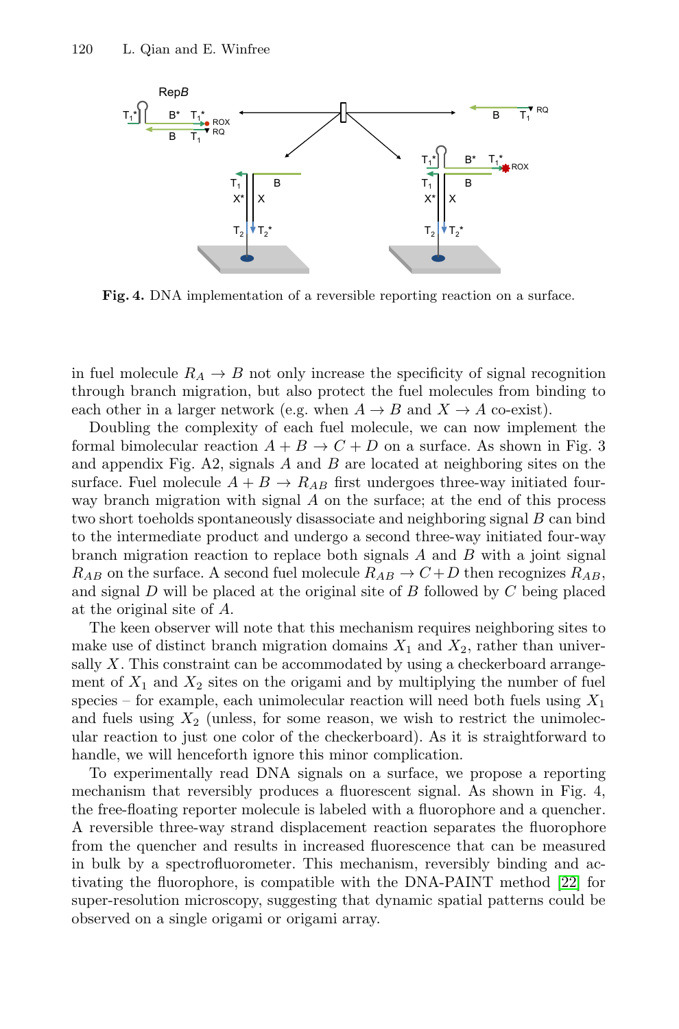**Fig. 4.** DNA implementation of a reversible reporting reaction on a surface.

in fuel molecule $R_A \to B$ not only increase the specificity of signal recognition through branch migration, but also protect the fuel molecules from binding to each other in a larger network (e.g. when $A \to B$ and $X \to A$ co-exist).

Doubling the complexity of each fuel molecule, we can now implement the formal bimolecular reaction $A + B \to C + D$ on a surface. As shown in Fig. 3 and appendix Fig. A2, signals $A$ and $B$ are located at neighboring sites on the surface. Fuel molecule $A + B \to R_{AB}$ first undergoes three-way initiated four-way branch migration with signal $A$ on the surface; at the end of this process two short toeholds spontaneously disassociate and neighboring signal $B$ can bind to the intermediate product and undergo a second three-way initiated four-way branch migration reaction to replace both signals $A$ and $B$ with a joint signal $R_{AB}$ on the surface. A second fuel molecule $R_{AB} \to C + D$ then recognizes $R_{AB}$, and signal $D$ will be placed at the original site of $B$ followed by $C$ being placed at the original site of $A$.

The keen observer will note that this mechanism requires neighboring sites to make use of distinct branch migration domains $X_1$ and $X_2$, rather than universally $X$. This constraint can be accommodated by using a checkerboard arrangement of $X_1$ and $X_2$ sites on the origami and by multiplying the number of fuel species – for example, each unimolecular reaction will need both fuels using $X_1$ and fuels using $X_2$ (unless, for some reason, we wish to restrict the unimolecular reaction to just one color of the checkerboard). As it is straightforward to handle, we will henceforth ignore this minor complication.

To experimentally read DNA signals on a surface, we propose a reporting mechanism that reversibly produces a fluorescent signal. As shown in Fig. 4, the free-floating reporter molecule is labeled with a fluorophore and a quencher. A reversible three-way strand displacement reaction separates the fluorophore from the quencher and results in increased fluorescence that can be measured in bulk by a spectrofluorometer. This mechanism, reversibly binding and activating the fluorophore, is compatible with the DNA-PAINT method [22] for super-resolution microscopy, suggesting that dynamic spatial patterns could be observed on a single origami or origami array.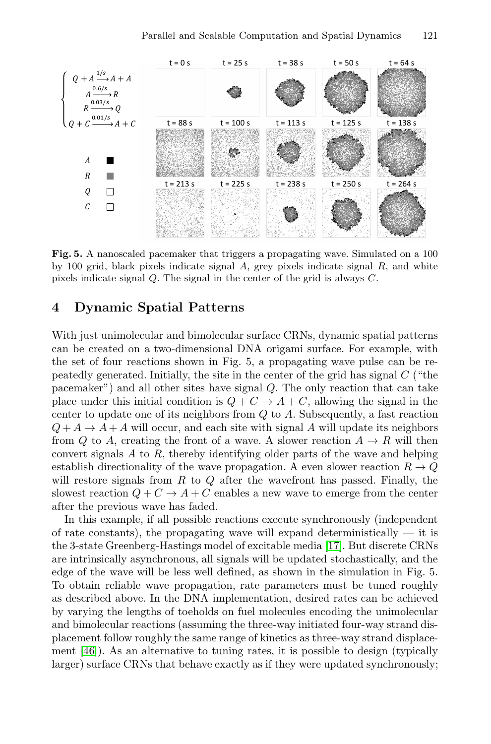$$\begin{cases} Q + A \xrightarrow{1/s} A + A \\ A \xrightarrow{0.6/s} R \\ R \xrightarrow{0.03/s} Q \\ Q + C \xrightarrow{0.01/s} A + C \end{cases}$$

**Fig. 5.** A nanoscaled pacemaker that triggers a propagating wave. Simulated on a 100 by 100 grid, black pixels indicate signal $A$, grey pixels indicate signal $R$, and white pixels indicate signal $Q$. The signal in the center of the grid is always $C$.

## 4 Dynamic Spatial Patterns

With just unimolecular and bimolecular surface CRNs, dynamic spatial patterns can be created on a two-dimensional DNA origami surface. For example, with the set of four reactions shown in Fig. 5, a propagating wave pulse can be repeatedly generated. Initially, the site in the center of the grid has signal $C$ ("the pacemaker") and all other sites have signal $Q$. The only reaction that can take place under this initial condition is $Q + C \to A + C$, allowing the signal in the center to update one of its neighbors from $Q$ to $A$. Subsequently, a fast reaction $Q + A \to A + A$ will occur, and each site with signal $A$ will update its neighbors from $Q$ to $A$, creating the front of a wave. A slower reaction $A \to R$ will then convert signals $A$ to $R$, thereby identifying older parts of the wave and helping establish directionality of the wave propagation. A even slower reaction $R \to Q$ will restore signals from $R$ to $Q$ after the wavefront has passed. Finally, the slowest reaction $Q + C \to A + C$ enables a new wave to emerge from the center after the previous wave has faded.

In this example, if all possible reactions execute synchronously (independent of rate constants), the propagating wave will expand deterministically — it is the 3-state Greenberg-Hastings model of excitable media [17]. But discrete CRNs are intrinsically asynchronous, all signals will be updated stochastically, and the edge of the wave will be less well defined, as shown in the simulation in Fig. 5. To obtain reliable wave propagation, rate parameters must be tuned roughly as described above. In the DNA implementation, desired rates can be achieved by varying the lengths of toeholds on fuel molecules encoding the unimolecular and bimolecular reactions (assuming the three-way initiated four-way strand displacement follow roughly the same range of kinetics as three-way strand displacement [46]). As an alternative to tuning rates, it is possible to design (typically larger) surface CRNs that behave exactly as if they were updated synchronously;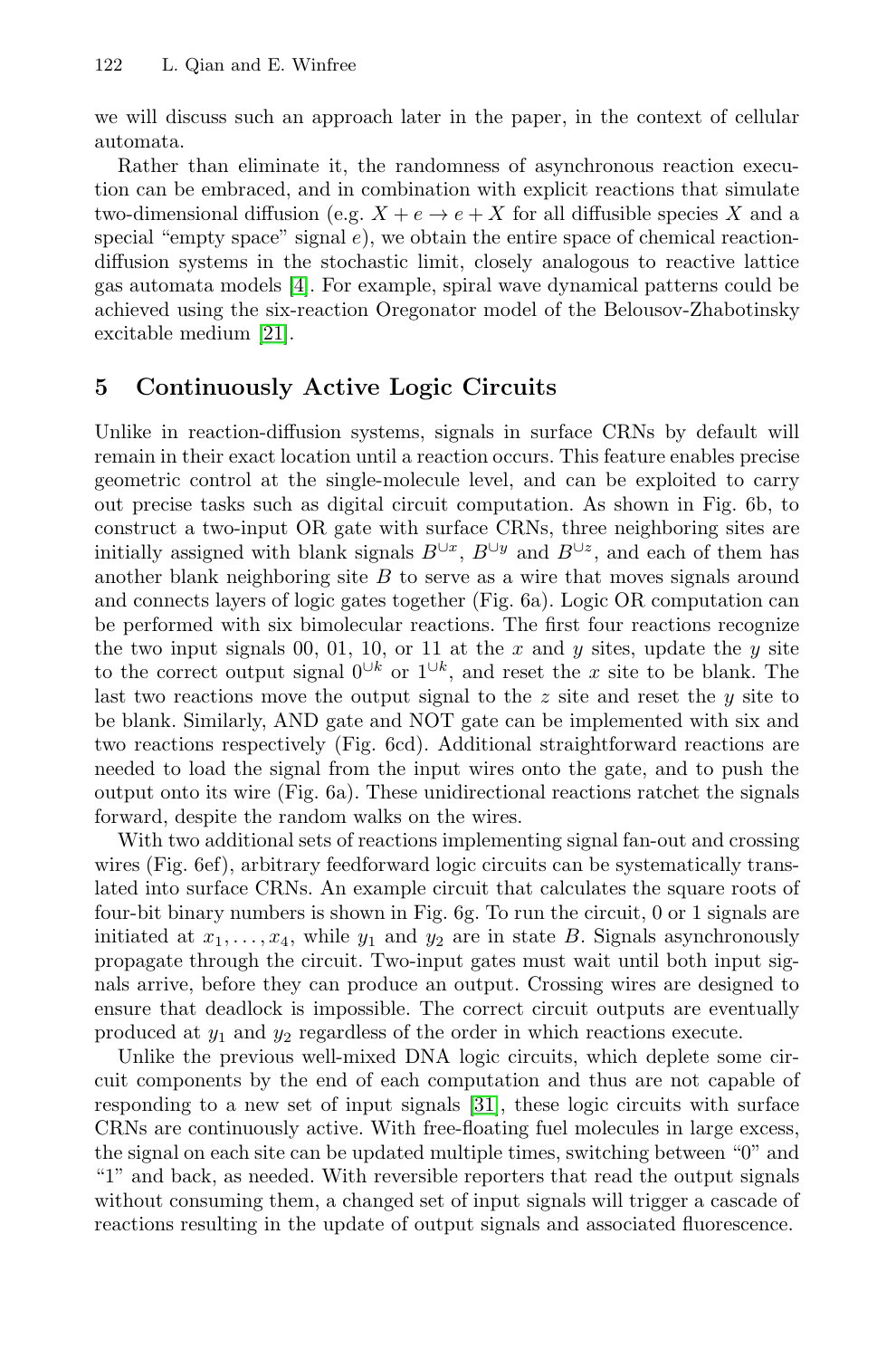we will discuss such an approach later in the paper, in the context of cellular automata.

Rather than eliminate it, the randomness of asynchronous reaction execution can be embraced, and in combination with explicit reactions that simulate two-dimensional diffusion (e.g. $X + e \rightarrow e + X$ for all diffusible species $X$ and a special "empty space" signal $e$), we obtain the entire space of chemical reaction-diffusion systems in the stochastic limit, closely analogous to reactive lattice gas automata models [4]. For example, spiral wave dynamical patterns could be achieved using the six-reaction Oregonator model of the Belousov-Zhabotinsky excitable medium [21].

## 5 Continuously Active Logic Circuits

Unlike in reaction-diffusion systems, signals in surface CRNs by default will remain in their exact location until a reaction occurs. This feature enables precise geometric control at the single-molecule level, and can be exploited to carry out precise tasks such as digital circuit computation. As shown in Fig. 6b, to construct a two-input OR gate with surface CRNs, three neighboring sites are initially assigned with blank signals $B^{\cup x}$, $B^{\cup y}$ and $B^{\cup z}$, and each of them has another blank neighboring site $B$ to serve as a wire that moves signals around and connects layers of logic gates together (Fig. 6a). Logic OR computation can be performed with six bimolecular reactions. The first four reactions recognize the two input signals 00, 01, 10, or 11 at the $x$ and $y$ sites, update the $y$ site to the correct output signal $0^{\cup k}$ or $1^{\cup k}$, and reset the $x$ site to be blank. The last two reactions move the output signal to the $z$ site and reset the $y$ site to be blank. Similarly, AND gate and NOT gate can be implemented with six and two reactions respectively (Fig. 6cd). Additional straightforward reactions are needed to load the signal from the input wires onto the gate, and to push the output onto its wire (Fig. 6a). These unidirectional reactions ratchet the signals forward, despite the random walks on the wires.

With two additional sets of reactions implementing signal fan-out and crossing wires (Fig. 6ef), arbitrary feedforward logic circuits can be systematically translated into surface CRNs. An example circuit that calculates the square roots of four-bit binary numbers is shown in Fig. 6g. To run the circuit, 0 or 1 signals are initiated at $x_1, \ldots, x_4$, while $y_1$ and $y_2$ are in state $B$. Signals asynchronously propagate through the circuit. Two-input gates must wait until both input signals arrive, before they can produce an output. Crossing wires are designed to ensure that deadlock is impossible. The correct circuit outputs are eventually produced at $y_1$ and $y_2$ regardless of the order in which reactions execute.

Unlike the previous well-mixed DNA logic circuits, which deplete some circuit components by the end of each computation and thus are not capable of responding to a new set of input signals [31], these logic circuits with surface CRNs are continuously active. With free-floating fuel molecules in large excess, the signal on each site can be updated multiple times, switching between "0" and "1" and back, as needed. With reversible reporters that read the output signals without consuming them, a changed set of input signals will trigger a cascade of reactions resulting in the update of output signals and associated fluorescence.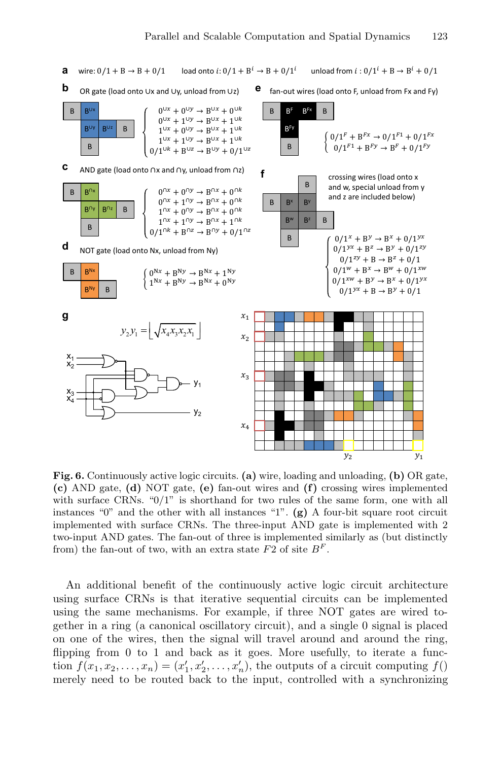**a** wire: $0/1 + B \rightarrow B + 0/1$   load onto $i$: $0/1 + B^i \rightarrow B + 0/1^i$   unload from $i$ : $0/1^i + B \rightarrow B^i + 0/1$

**b** OR gate (load onto ∪x and ∪y, unload from ∪z)

$$\begin{cases} 0^{\cup x} + 0^{\cup y} \rightarrow B^{\cup x} + 0^{\cup k} \\ 0^{\cup x} + 1^{\cup y} \rightarrow B^{\cup x} + 1^{\cup k} \\ 1^{\cup x} + 0^{\cup y} \rightarrow B^{\cup x} + 1^{\cup k} \\ 1^{\cup x} + 1^{\cup y} \rightarrow B^{\cup x} + 1^{\cup k} \\ 0/1^{\cup k} + B^{\cup z} \rightarrow B^{\cup y} + 0/1^{\cup z} \end{cases}$$

**c** AND gate (load onto ∩x and ∩y, unload from ∩z)

$$\begin{cases} 0^{\cap x} + 0^{\cap y} \rightarrow B^{\cap x} + 0^{\cap k} \\ 0^{\cap x} + 1^{\cap y} \rightarrow B^{\cap x} + 0^{\cap k} \\ 1^{\cap x} + 0^{\cap y} \rightarrow B^{\cap x} + 0^{\cap k} \\ 1^{\cap x} + 1^{\cap y} \rightarrow B^{\cap x} + 1^{\cap k} \\ 0/1^{\cap k} + B^{\cap z} \rightarrow B^{\cap y} + 0/1^{\cap z} \end{cases}$$

**d** NOT gate (load onto Nx, unload from Ny)

$$\begin{cases} 0^{Nx} + B^{Ny} \rightarrow B^{Nx} + 1^{Ny} \\ 1^{Nx} + B^{Ny} \rightarrow B^{Nx} + 0^{Ny} \end{cases}$$

**e** fan-out wires (load onto F, unload from Fx and Fy)

$$\begin{cases} 0/1^{F} + B^{Fx} \rightarrow 0/1^{F1} + 0/1^{Fx} \\ 0/1^{F1} + B^{Fy} \rightarrow B^{F} + 0/1^{Fy} \end{cases}$$

**f** crossing wires (load onto x and w, special unload from y and z are included below)

$$\begin{cases} 0/1^{x} + B^{y} \rightarrow B^{x} + 0/1^{yx} \\ 0/1^{yx} + B^{z} \rightarrow B^{y} + 0/1^{zy} \\ 0/1^{zy} + B \rightarrow B^{z} + 0/1 \\ 0/1^{w} + B^{x} \rightarrow B^{w} + 0/1^{xw} \\ 0/1^{xw} + B^{y} \rightarrow B^{x} + 0/1^{yx} \\ 0/1^{yx} + B \rightarrow B^{y} + 0/1 \end{cases}$$

**g** $y_2 y_1 = \left\lfloor \sqrt{x_4 x_3 x_2 x_1} \right\rfloor$

**Fig. 6.** Continuously active logic circuits. **(a)** wire, loading and unloading, **(b)** OR gate, **(c)** AND gate, **(d)** NOT gate, **(e)** fan-out wires and **(f)** crossing wires implemented with surface CRNs. "0/1" is shorthand for two rules of the same form, one with all instances "0" and the other with all instances "1". **(g)** A four-bit square root circuit implemented with surface CRNs. The three-input AND gate is implemented with 2 two-input AND gates. The fan-out of three is implemented similarly as (but distinctly from) the fan-out of two, with an extra state $F2$ of site $B^F$.

An additional benefit of the continuously active logic circuit architecture using surface CRNs is that iterative sequential circuits can be implemented using the same mechanisms. For example, if three NOT gates are wired together in a ring (a canonical oscillatory circuit), and a single 0 signal is placed on one of the wires, then the signal will travel around and around the ring, flipping from 0 to 1 and back as it goes. More usefully, to iterate a function $f(x_1, x_2, \ldots, x_n) = (x'_1, x'_2, \ldots, x'_n)$, the outputs of a circuit computing $f()$ merely need to be routed back to the input, controlled with a synchronizing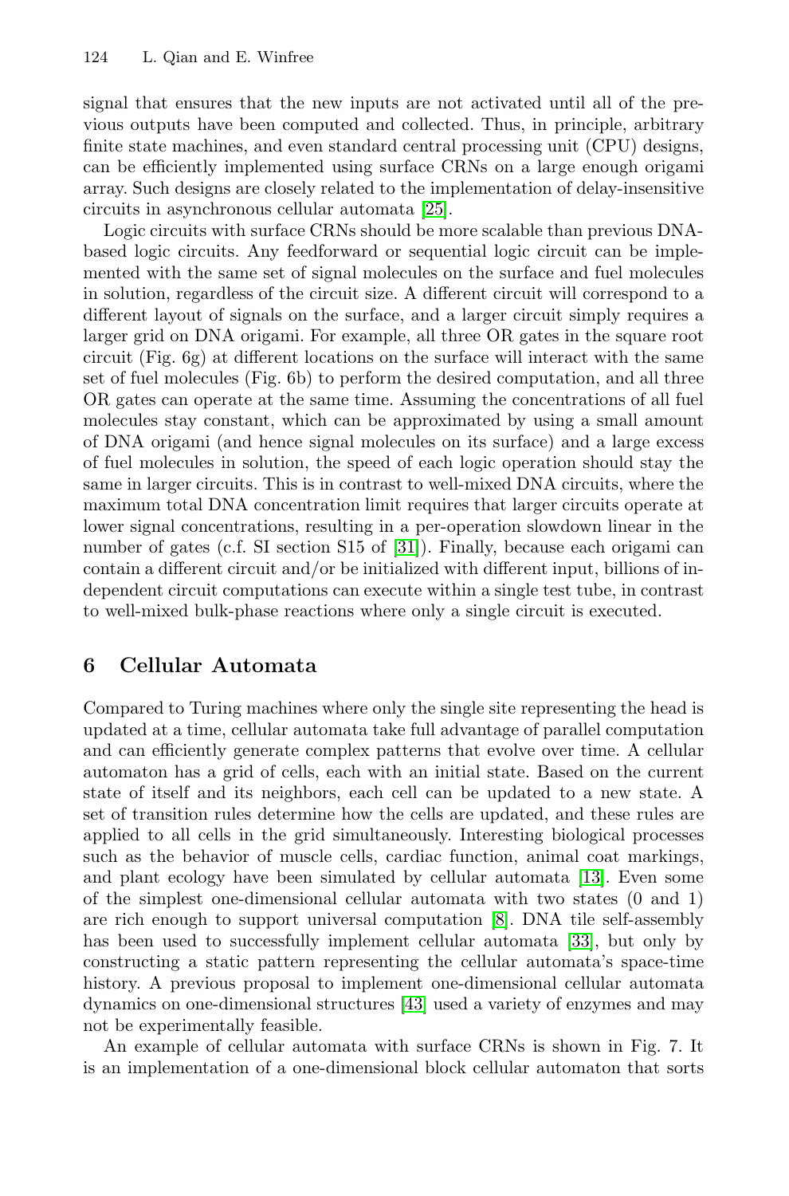signal that ensures that the new inputs are not activated until all of the previous outputs have been computed and collected. Thus, in principle, arbitrary finite state machines, and even standard central processing unit (CPU) designs, can be efficiently implemented using surface CRNs on a large enough origami array. Such designs are closely related to the implementation of delay-insensitive circuits in asynchronous cellular automata [25].

Logic circuits with surface CRNs should be more scalable than previous DNA-based logic circuits. Any feedforward or sequential logic circuit can be implemented with the same set of signal molecules on the surface and fuel molecules in solution, regardless of the circuit size. A different circuit will correspond to a different layout of signals on the surface, and a larger circuit simply requires a larger grid on DNA origami. For example, all three OR gates in the square root circuit (Fig. 6g) at different locations on the surface will interact with the same set of fuel molecules (Fig. 6b) to perform the desired computation, and all three OR gates can operate at the same time. Assuming the concentrations of all fuel molecules stay constant, which can be approximated by using a small amount of DNA origami (and hence signal molecules on its surface) and a large excess of fuel molecules in solution, the speed of each logic operation should stay the same in larger circuits. This is in contrast to well-mixed DNA circuits, where the maximum total DNA concentration limit requires that larger circuits operate at lower signal concentrations, resulting in a per-operation slowdown linear in the number of gates (c.f. SI section S15 of [31]). Finally, because each origami can contain a different circuit and/or be initialized with different input, billions of independent circuit computations can execute within a single test tube, in contrast to well-mixed bulk-phase reactions where only a single circuit is executed.

## 6 Cellular Automata

Compared to Turing machines where only the single site representing the head is updated at a time, cellular automata take full advantage of parallel computation and can efficiently generate complex patterns that evolve over time. A cellular automaton has a grid of cells, each with an initial state. Based on the current state of itself and its neighbors, each cell can be updated to a new state. A set of transition rules determine how the cells are updated, and these rules are applied to all cells in the grid simultaneously. Interesting biological processes such as the behavior of muscle cells, cardiac function, animal coat markings, and plant ecology have been simulated by cellular automata [13]. Even some of the simplest one-dimensional cellular automata with two states (0 and 1) are rich enough to support universal computation [8]. DNA tile self-assembly has been used to successfully implement cellular automata [33], but only by constructing a static pattern representing the cellular automata's space-time history. A previous proposal to implement one-dimensional cellular automata dynamics on one-dimensional structures [43] used a variety of enzymes and may not be experimentally feasible.

An example of cellular automata with surface CRNs is shown in Fig. 7. It is an implementation of a one-dimensional block cellular automaton that sorts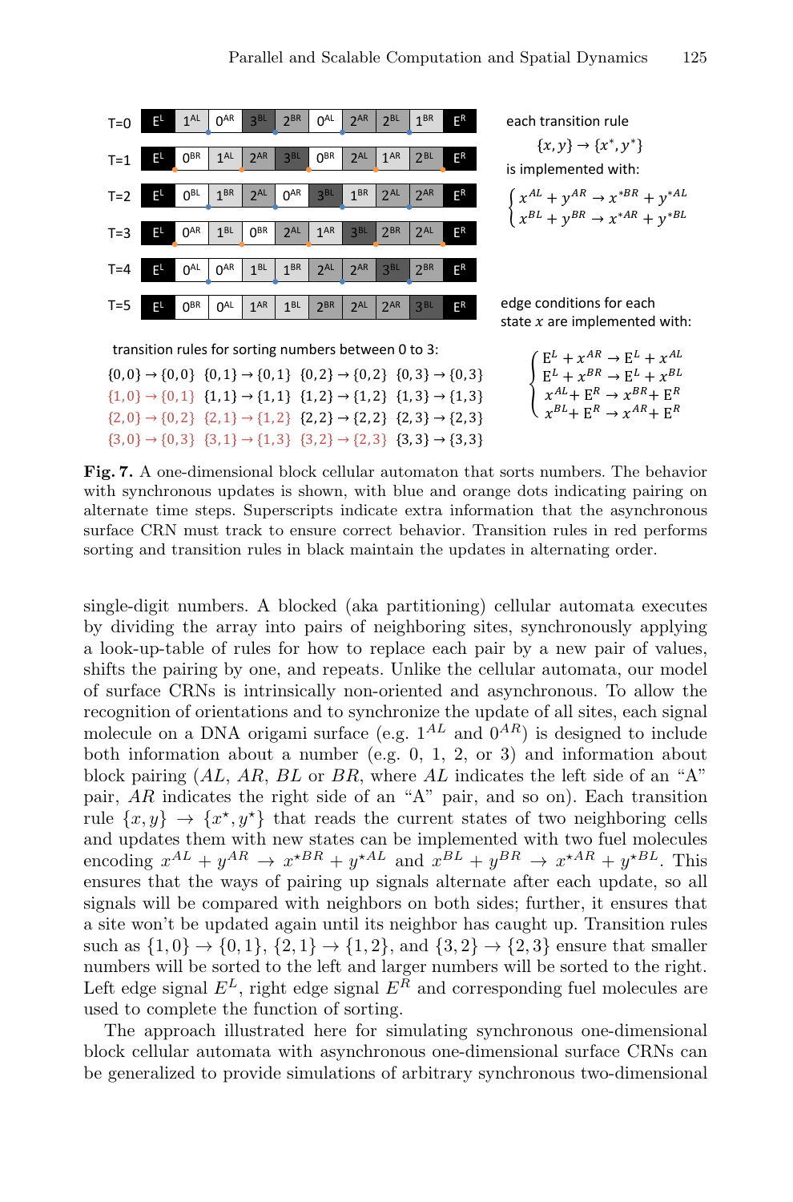| | | | | | | | | | | |
|---|---|---|---|---|---|---|---|---|---|---|
| T=0 | $E^L$ | $1^{AL}$ | $0^{AR}$ | $3^{BL}$ | $2^{BR}$ | $0^{AL}$ | $2^{AR}$ | $2^{BL}$ | $1^{BR}$ | $E^R$ |
| T=1 | $E^L$ | $0^{BR}$ | $1^{AL}$ | $2^{AR}$ | $3^{BL}$ | $0^{BR}$ | $2^{AL}$ | $1^{AR}$ | $2^{BL}$ | $E^R$ |
| T=2 | $E^L$ | $0^{BL}$ | $1^{BR}$ | $2^{AL}$ | $0^{AR}$ | $3^{BL}$ | $1^{BR}$ | $2^{AL}$ | $2^{AR}$ | $E^R$ |
| T=3 | $E^L$ | $0^{AR}$ | $1^{BL}$ | $0^{BR}$ | $2^{AL}$ | $1^{AR}$ | $3^{BL}$ | $2^{BR}$ | $2^{AL}$ | $E^R$ |
| T=4 | $E^L$ | $0^{AL}$ | $0^{AR}$ | $1^{BL}$ | $1^{BR}$ | $2^{AL}$ | $2^{AR}$ | $3^{BL}$ | $2^{BR}$ | $E^R$ |
| T=5 | $E^L$ | $0^{BR}$ | $0^{AL}$ | $1^{AR}$ | $1^{BL}$ | $2^{BR}$ | $2^{AL}$ | $2^{AR}$ | $3^{BL}$ | $E^R$ |

each transition rule

$$\{x, y\} \rightarrow \{x^*, y^*\}$$

is implemented with:

$$\begin{cases} x^{AL} + y^{AR} \rightarrow x^{*BR} + y^{*AL} \\ x^{BL} + y^{BR} \rightarrow x^{*AR} + y^{*BL} \end{cases}$$

edge conditions for each state $x$ are implemented with:

$$\begin{cases} E^L + x^{AR} \rightarrow E^L + x^{AL} \\ E^L + x^{BR} \rightarrow E^L + x^{BL} \\ x^{AL} + E^R \rightarrow x^{BR} + E^R \\ x^{BL} + E^R \rightarrow x^{AR} + E^R \end{cases}$$

transition rules for sorting numbers between 0 to 3:

$\{0,0\} \rightarrow \{0,0\}$ $\{0,1\} \rightarrow \{0,1\}$ $\{0,2\} \rightarrow \{0,2\}$ $\{0,3\} \rightarrow \{0,3\}$
$\{1,0\} \rightarrow \{0,1\}$ $\{1,1\} \rightarrow \{1,1\}$ $\{1,2\} \rightarrow \{1,2\}$ $\{1,3\} \rightarrow \{1,3\}$
$\{2,0\} \rightarrow \{0,2\}$ $\{2,1\} \rightarrow \{1,2\}$ $\{2,2\} \rightarrow \{2,2\}$ $\{2,3\} \rightarrow \{2,3\}$
$\{3,0\} \rightarrow \{0,3\}$ $\{3,1\} \rightarrow \{1,3\}$ $\{3,2\} \rightarrow \{2,3\}$ $\{3,3\} \rightarrow \{3,3\}$

**Fig. 7.** A one-dimensional block cellular automaton that sorts numbers. The behavior with synchronous updates is shown, with blue and orange dots indicating pairing on alternate time steps. Superscripts indicate extra information that the asynchronous surface CRN must track to ensure correct behavior. Transition rules in red performs sorting and transition rules in black maintain the updates in alternating order.

single-digit numbers. A blocked (aka partitioning) cellular automata executes by dividing the array into pairs of neighboring sites, synchronously applying a look-up-table of rules for how to replace each pair by a new pair of values, shifts the pairing by one, and repeats. Unlike the cellular automata, our model of surface CRNs is intrinsically non-oriented and asynchronous. To allow the recognition of orientations and to synchronize the update of all sites, each signal molecule on a DNA origami surface (e.g. $1^{AL}$ and $0^{AR}$) is designed to include both information about a number (e.g. 0, 1, 2, or 3) and information about block pairing ($AL$, $AR$, $BL$ or $BR$, where $AL$ indicates the left side of an "A" pair, $AR$ indicates the right side of an "A" pair, and so on). Each transition rule $\{x, y\} \rightarrow \{x^\star, y^\star\}$ that reads the current states of two neighboring cells and updates them with new states can be implemented with two fuel molecules encoding $x^{AL} + y^{AR} \rightarrow x^{\star BR} + y^{\star AL}$ and $x^{BL} + y^{BR} \rightarrow x^{\star AR} + y^{\star BL}$. This ensures that the ways of pairing up signals alternate after each update, so all signals will be compared with neighbors on both sides; further, it ensures that a site won't be updated again until its neighbor has caught up. Transition rules such as $\{1, 0\} \rightarrow \{0, 1\}$, $\{2, 1\} \rightarrow \{1, 2\}$, and $\{3, 2\} \rightarrow \{2, 3\}$ ensure that smaller numbers will be sorted to the left and larger numbers will be sorted to the right. Left edge signal $E^L$, right edge signal $E^R$ and corresponding fuel molecules are used to complete the function of sorting.

The approach illustrated here for simulating synchronous one-dimensional block cellular automata with asynchronous one-dimensional surface CRNs can be generalized to provide simulations of arbitrary synchronous two-dimensional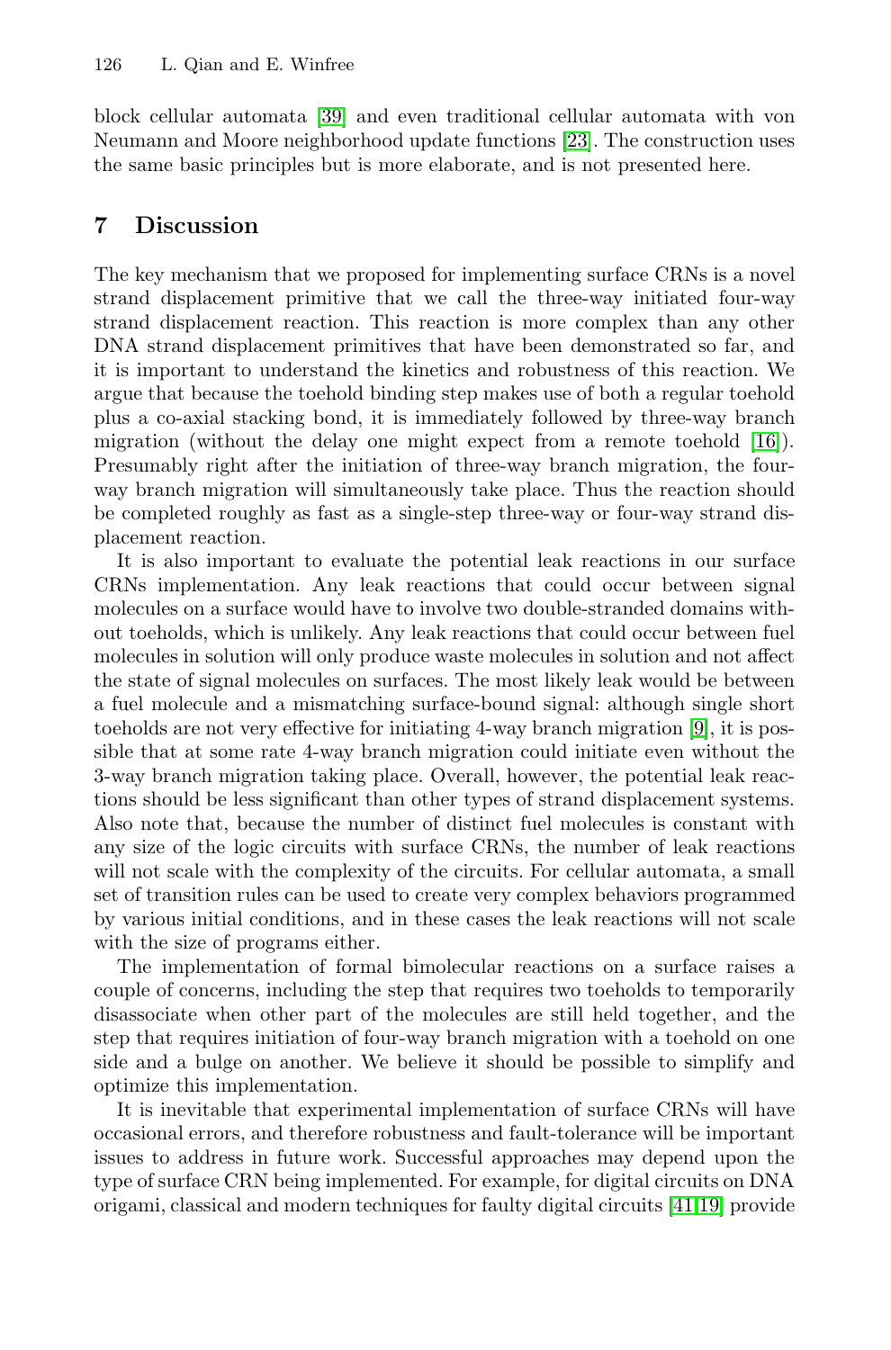block cellular automata [39] and even traditional cellular automata with von Neumann and Moore neighborhood update functions [23]. The construction uses the same basic principles but is more elaborate, and is not presented here.

## 7 Discussion

The key mechanism that we proposed for implementing surface CRNs is a novel strand displacement primitive that we call the three-way initiated four-way strand displacement reaction. This reaction is more complex than any other DNA strand displacement primitives that have been demonstrated so far, and it is important to understand the kinetics and robustness of this reaction. We argue that because the toehold binding step makes use of both a regular toehold plus a co-axial stacking bond, it is immediately followed by three-way branch migration (without the delay one might expect from a remote toehold [16]). Presumably right after the initiation of three-way branch migration, the four-way branch migration will simultaneously take place. Thus the reaction should be completed roughly as fast as a single-step three-way or four-way strand displacement reaction.

It is also important to evaluate the potential leak reactions in our surface CRNs implementation. Any leak reactions that could occur between signal molecules on a surface would have to involve two double-stranded domains without toeholds, which is unlikely. Any leak reactions that could occur between fuel molecules in solution will only produce waste molecules in solution and not affect the state of signal molecules on surfaces. The most likely leak would be between a fuel molecule and a mismatching surface-bound signal: although single short toeholds are not very effective for initiating 4-way branch migration [9], it is possible that at some rate 4-way branch migration could initiate even without the 3-way branch migration taking place. Overall, however, the potential leak reactions should be less significant than other types of strand displacement systems. Also note that, because the number of distinct fuel molecules is constant with any size of the logic circuits with surface CRNs, the number of leak reactions will not scale with the complexity of the circuits. For cellular automata, a small set of transition rules can be used to create very complex behaviors programmed by various initial conditions, and in these cases the leak reactions will not scale with the size of programs either.

The implementation of formal bimolecular reactions on a surface raises a couple of concerns, including the step that requires two toeholds to temporarily disassociate when other part of the molecules are still held together, and the step that requires initiation of four-way branch migration with a toehold on one side and a bulge on another. We believe it should be possible to simplify and optimize this implementation.

It is inevitable that experimental implementation of surface CRNs will have occasional errors, and therefore robustness and fault-tolerance will be important issues to address in future work. Successful approaches may depend upon the type of surface CRN being implemented. For example, for digital circuits on DNA origami, classical and modern techniques for faulty digital circuits [41,19] provide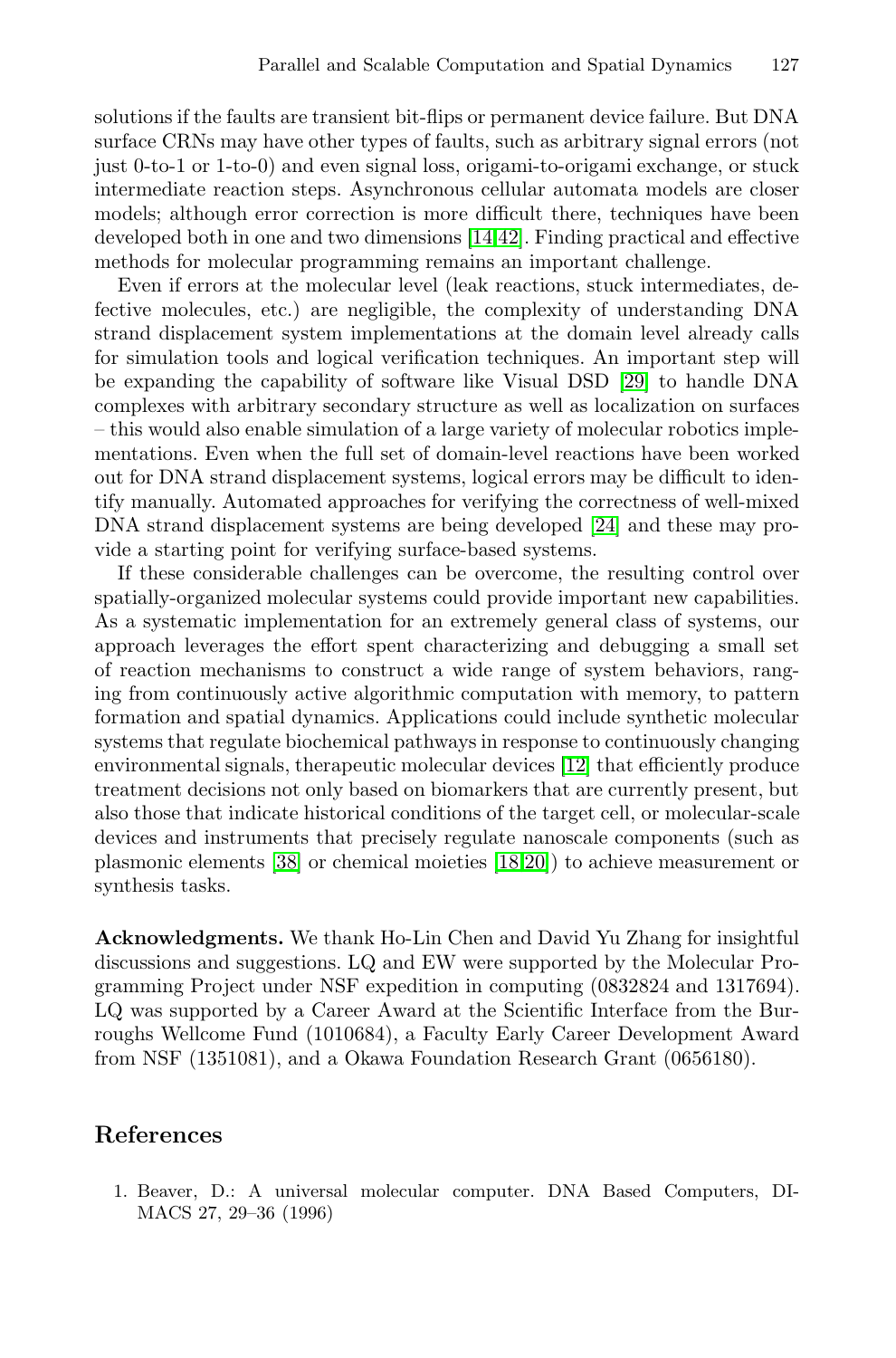solutions if the faults are transient bit-flips or permanent device failure. But DNA surface CRNs may have other types of faults, such as arbitrary signal errors (not just 0-to-1 or 1-to-0) and even signal loss, origami-to-origami exchange, or stuck intermediate reaction steps. Asynchronous cellular automata models are closer models; although error correction is more difficult there, techniques have been developed both in one and two dimensions [14,42]. Finding practical and effective methods for molecular programming remains an important challenge.

Even if errors at the molecular level (leak reactions, stuck intermediates, defective molecules, etc.) are negligible, the complexity of understanding DNA strand displacement system implementations at the domain level already calls for simulation tools and logical verification techniques. An important step will be expanding the capability of software like Visual DSD [29] to handle DNA complexes with arbitrary secondary structure as well as localization on surfaces – this would also enable simulation of a large variety of molecular robotics implementations. Even when the full set of domain-level reactions have been worked out for DNA strand displacement systems, logical errors may be difficult to identify manually. Automated approaches for verifying the correctness of well-mixed DNA strand displacement systems are being developed [24] and these may provide a starting point for verifying surface-based systems.

If these considerable challenges can be overcome, the resulting control over spatially-organized molecular systems could provide important new capabilities. As a systematic implementation for an extremely general class of systems, our approach leverages the effort spent characterizing and debugging a small set of reaction mechanisms to construct a wide range of system behaviors, ranging from continuously active algorithmic computation with memory, to pattern formation and spatial dynamics. Applications could include synthetic molecular systems that regulate biochemical pathways in response to continuously changing environmental signals, therapeutic molecular devices [12] that efficiently produce treatment decisions not only based on biomarkers that are currently present, but also those that indicate historical conditions of the target cell, or molecular-scale devices and instruments that precisely regulate nanoscale components (such as plasmonic elements [38] or chemical moieties [18,20]) to achieve measurement or synthesis tasks.

**Acknowledgments.** We thank Ho-Lin Chen and David Yu Zhang for insightful discussions and suggestions. LQ and EW were supported by the Molecular Programming Project under NSF expedition in computing (0832824 and 1317694). LQ was supported by a Career Award at the Scientific Interface from the Burroughs Wellcome Fund (1010684), a Faculty Early Career Development Award from NSF (1351081), and a Okawa Foundation Research Grant (0656180).

## References

1. Beaver, D.: A universal molecular computer. DNA Based Computers, DIMACS 27, 29–36 (1996)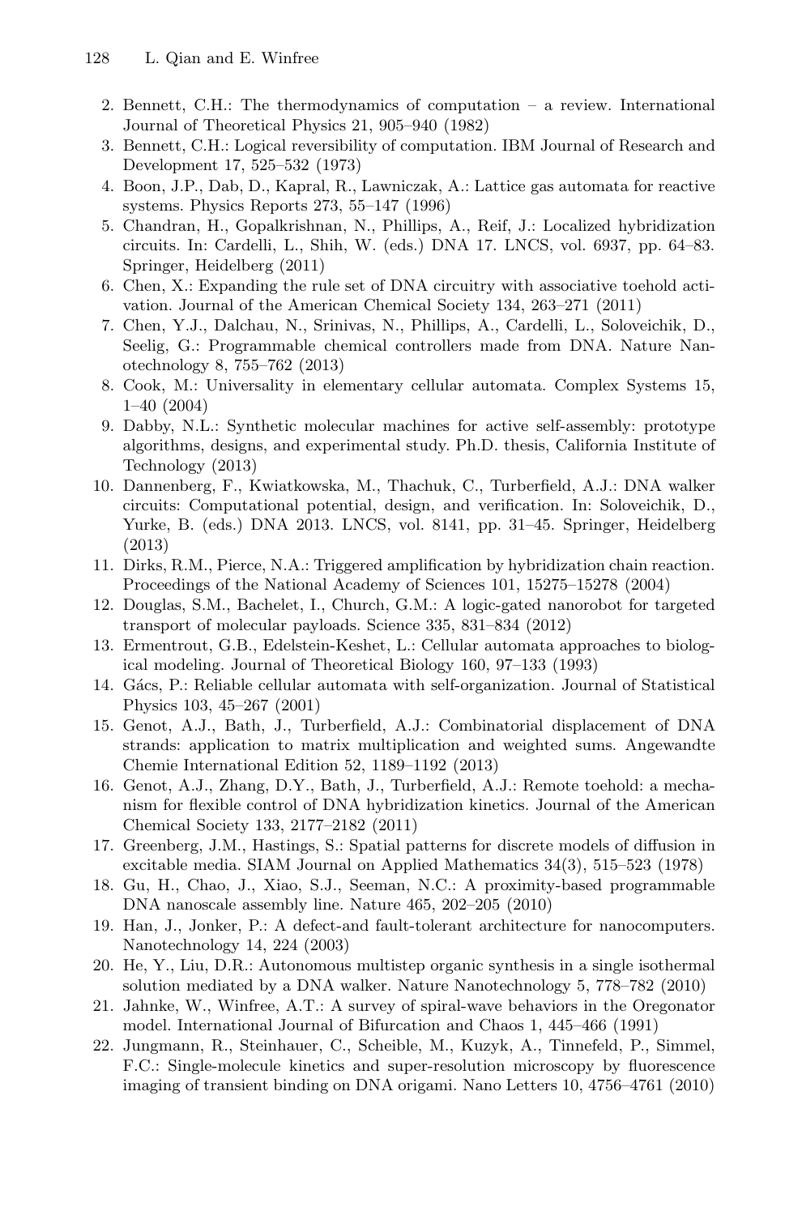2. Bennett, C.H.: The thermodynamics of computation – a review. International Journal of Theoretical Physics 21, 905–940 (1982)
3. Bennett, C.H.: Logical reversibility of computation. IBM Journal of Research and Development 17, 525–532 (1973)
4. Boon, J.P., Dab, D., Kapral, R., Lawniczak, A.: Lattice gas automata for reactive systems. Physics Reports 273, 55–147 (1996)
5. Chandran, H., Gopalkrishnan, N., Phillips, A., Reif, J.: Localized hybridization circuits. In: Cardelli, L., Shih, W. (eds.) DNA 17. LNCS, vol. 6937, pp. 64–83. Springer, Heidelberg (2011)
6. Chen, X.: Expanding the rule set of DNA circuitry with associative toehold activation. Journal of the American Chemical Society 134, 263–271 (2011)
7. Chen, Y.J., Dalchau, N., Srinivas, N., Phillips, A., Cardelli, L., Soloveichik, D., Seelig, G.: Programmable chemical controllers made from DNA. Nature Nanotechnology 8, 755–762 (2013)
8. Cook, M.: Universality in elementary cellular automata. Complex Systems 15, 1–40 (2004)
9. Dabby, N.L.: Synthetic molecular machines for active self-assembly: prototype algorithms, designs, and experimental study. Ph.D. thesis, California Institute of Technology (2013)
10. Dannenberg, F., Kwiatkowska, M., Thachuk, C., Turberfield, A.J.: DNA walker circuits: Computational potential, design, and verification. In: Soloveichik, D., Yurke, B. (eds.) DNA 2013. LNCS, vol. 8141, pp. 31–45. Springer, Heidelberg (2013)
11. Dirks, R.M., Pierce, N.A.: Triggered amplification by hybridization chain reaction. Proceedings of the National Academy of Sciences 101, 15275–15278 (2004)
12. Douglas, S.M., Bachelet, I., Church, G.M.: A logic-gated nanorobot for targeted transport of molecular payloads. Science 335, 831–834 (2012)
13. Ermentrout, G.B., Edelstein-Keshet, L.: Cellular automata approaches to biological modeling. Journal of Theoretical Biology 160, 97–133 (1993)
14. Gács, P.: Reliable cellular automata with self-organization. Journal of Statistical Physics 103, 45–267 (2001)
15. Genot, A.J., Bath, J., Turberfield, A.J.: Combinatorial displacement of DNA strands: application to matrix multiplication and weighted sums. Angewandte Chemie International Edition 52, 1189–1192 (2013)
16. Genot, A.J., Zhang, D.Y., Bath, J., Turberfield, A.J.: Remote toehold: a mechanism for flexible control of DNA hybridization kinetics. Journal of the American Chemical Society 133, 2177–2182 (2011)
17. Greenberg, J.M., Hastings, S.: Spatial patterns for discrete models of diffusion in excitable media. SIAM Journal on Applied Mathematics 34(3), 515–523 (1978)
18. Gu, H., Chao, J., Xiao, S.J., Seeman, N.C.: A proximity-based programmable DNA nanoscale assembly line. Nature 465, 202–205 (2010)
19. Han, J., Jonker, P.: A defect-and fault-tolerant architecture for nanocomputers. Nanotechnology 14, 224 (2003)
20. He, Y., Liu, D.R.: Autonomous multistep organic synthesis in a single isothermal solution mediated by a DNA walker. Nature Nanotechnology 5, 778–782 (2010)
21. Jahnke, W., Winfree, A.T.: A survey of spiral-wave behaviors in the Oregonator model. International Journal of Bifurcation and Chaos 1, 445–466 (1991)
22. Jungmann, R., Steinhauer, C., Scheible, M., Kuzyk, A., Tinnefeld, P., Simmel, F.C.: Single-molecule kinetics and super-resolution microscopy by fluorescence imaging of transient binding on DNA origami. Nano Letters 10, 4756–4761 (2010)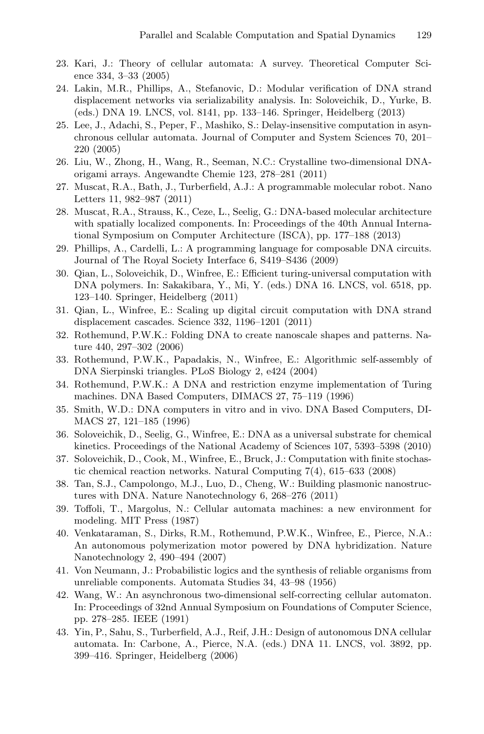23. Kari, J.: Theory of cellular automata: A survey. Theoretical Computer Science 334, 3–33 (2005)
24. Lakin, M.R., Phillips, A., Stefanovic, D.: Modular verification of DNA strand displacement networks via serializability analysis. In: Soloveichik, D., Yurke, B. (eds.) DNA 19. LNCS, vol. 8141, pp. 133–146. Springer, Heidelberg (2013)
25. Lee, J., Adachi, S., Peper, F., Mashiko, S.: Delay-insensitive computation in asynchronous cellular automata. Journal of Computer and System Sciences 70, 201–220 (2005)
26. Liu, W., Zhong, H., Wang, R., Seeman, N.C.: Crystalline two-dimensional DNA-origami arrays. Angewandte Chemie 123, 278–281 (2011)
27. Muscat, R.A., Bath, J., Turberfield, A.J.: A programmable molecular robot. Nano Letters 11, 982–987 (2011)
28. Muscat, R.A., Strauss, K., Ceze, L., Seelig, G.: DNA-based molecular architecture with spatially localized components. In: Proceedings of the 40th Annual International Symposium on Computer Architecture (ISCA), pp. 177–188 (2013)
29. Phillips, A., Cardelli, L.: A programming language for composable DNA circuits. Journal of The Royal Society Interface 6, S419–S436 (2009)
30. Qian, L., Soloveichik, D., Winfree, E.: Efficient turing-universal computation with DNA polymers. In: Sakakibara, Y., Mi, Y. (eds.) DNA 16. LNCS, vol. 6518, pp. 123–140. Springer, Heidelberg (2011)
31. Qian, L., Winfree, E.: Scaling up digital circuit computation with DNA strand displacement cascades. Science 332, 1196–1201 (2011)
32. Rothemund, P.W.K.: Folding DNA to create nanoscale shapes and patterns. Nature 440, 297–302 (2006)
33. Rothemund, P.W.K., Papadakis, N., Winfree, E.: Algorithmic self-assembly of DNA Sierpinski triangles. PLoS Biology 2, e424 (2004)
34. Rothemund, P.W.K.: A DNA and restriction enzyme implementation of Turing machines. DNA Based Computers, DIMACS 27, 75–119 (1996)
35. Smith, W.D.: DNA computers in vitro and in vivo. DNA Based Computers, DIMACS 27, 121–185 (1996)
36. Soloveichik, D., Seelig, G., Winfree, E.: DNA as a universal substrate for chemical kinetics. Proceedings of the National Academy of Sciences 107, 5393–5398 (2010)
37. Soloveichik, D., Cook, M., Winfree, E., Bruck, J.: Computation with finite stochastic chemical reaction networks. Natural Computing 7(4), 615–633 (2008)
38. Tan, S.J., Campolongo, M.J., Luo, D., Cheng, W.: Building plasmonic nanostructures with DNA. Nature Nanotechnology 6, 268–276 (2011)
39. Toffoli, T., Margolus, N.: Cellular automata machines: a new environment for modeling. MIT Press (1987)
40. Venkataraman, S., Dirks, R.M., Rothemund, P.W.K., Winfree, E., Pierce, N.A.: An autonomous polymerization motor powered by DNA hybridization. Nature Nanotechnology 2, 490–494 (2007)
41. Von Neumann, J.: Probabilistic logics and the synthesis of reliable organisms from unreliable components. Automata Studies 34, 43–98 (1956)
42. Wang, W.: An asynchronous two-dimensional self-correcting cellular automaton. In: Proceedings of 32nd Annual Symposium on Foundations of Computer Science, pp. 278–285. IEEE (1991)
43. Yin, P., Sahu, S., Turberfield, A.J., Reif, J.H.: Design of autonomous DNA cellular automata. In: Carbone, A., Pierce, N.A. (eds.) DNA 11. LNCS, vol. 3892, pp. 399–416. Springer, Heidelberg (2006)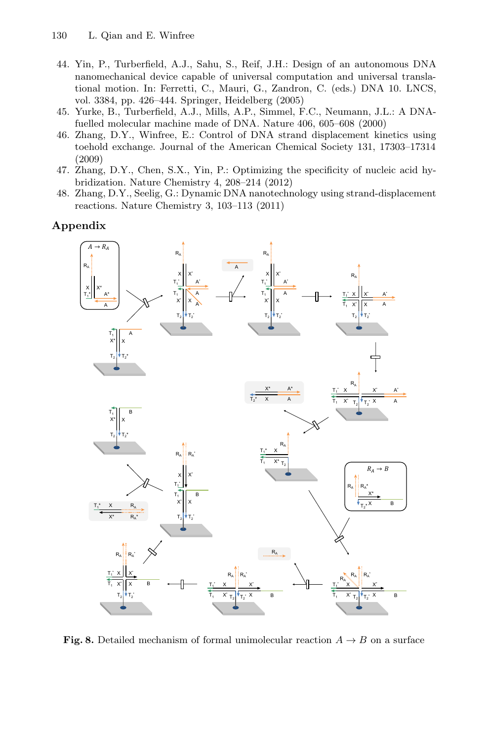44. Yin, P., Turberfield, A.J., Sahu, S., Reif, J.H.: Design of an autonomous DNA nanomechanical device capable of universal computation and universal translational motion. In: Ferretti, C., Mauri, G., Zandron, C. (eds.) DNA 10. LNCS, vol. 3384, pp. 426–444. Springer, Heidelberg (2005)
45. Yurke, B., Turberfield, A.J., Mills, A.P., Simmel, F.C., Neumann, J.L.: A DNA-fuelled molecular machine made of DNA. Nature 406, 605–608 (2000)
46. Zhang, D.Y., Winfree, E.: Control of DNA strand displacement kinetics using toehold exchange. Journal of the American Chemical Society 131, 17303–17314 (2009)
47. Zhang, D.Y., Chen, S.X., Yin, P.: Optimizing the specificity of nucleic acid hybridization. Nature Chemistry 4, 208–214 (2012)
48. Zhang, D.Y., Seelig, G.: Dynamic DNA nanotechnology using strand-displacement reactions. Nature Chemistry 3, 103–113 (2011)

## Appendix

**Fig. 8.** Detailed mechanism of formal unimolecular reaction $A \rightarrow B$ on a surface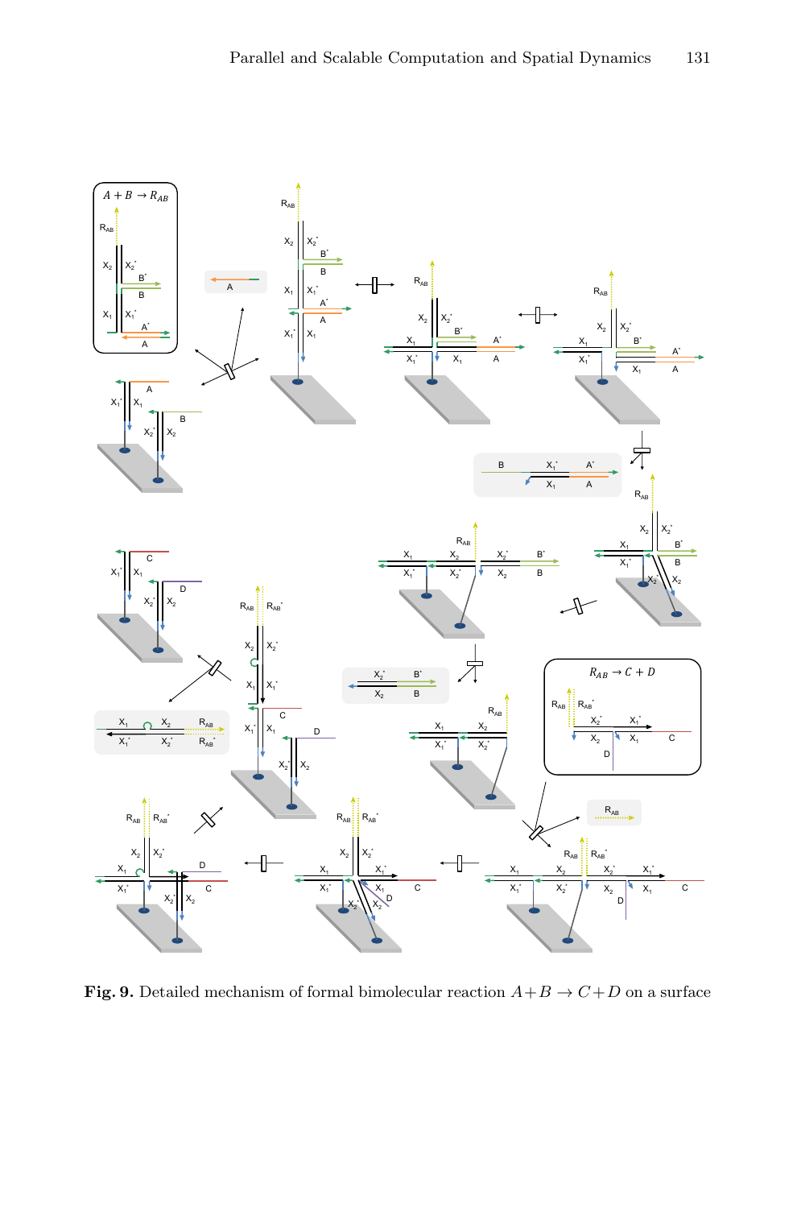**Fig. 9.** Detailed mechanism of formal bimolecular reaction $A+B \rightarrow C+D$ on a surface